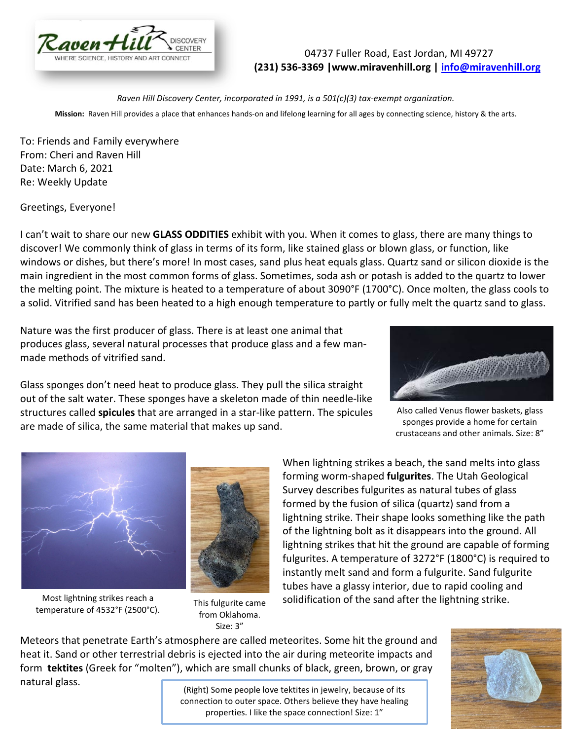Raven Hill Discovery Center — WHERE SCIENCE, HISTORY AND ART CONNECT

04737 Fuller Road, East Jordan, MI 49727
**(231) 536-3369 |www.miravenhill.org | info@miravenhill.org**

*Raven Hill Discovery Center, incorporated in 1991, is a 501(c)(3) tax-exempt organization.*

**Mission:** Raven Hill provides a place that enhances hands-on and lifelong learning for all ages by connecting science, history & the arts.

To: Friends and Family everywhere
From: Cheri and Raven Hill
Date: March 6, 2021
Re: Weekly Update

Greetings, Everyone!

I can't wait to share our new **GLASS ODDITIES** exhibit with you. When it comes to glass, there are many things to discover! We commonly think of glass in terms of its form, like stained glass or blown glass, or function, like windows or dishes, but there's more! In most cases, sand plus heat equals glass. Quartz sand or silicon dioxide is the main ingredient in the most common forms of glass. Sometimes, soda ash or potash is added to the quartz to lower the melting point. The mixture is heated to a temperature of about 3090°F (1700°C). Once molten, the glass cools to a solid. Vitrified sand has been heated to a high enough temperature to partly or fully melt the quartz sand to glass.

Nature was the first producer of glass. There is at least one animal that produces glass, several natural processes that produce glass and a few man-made methods of vitrified sand.

Glass sponges don't need heat to produce glass. They pull the silica straight out of the salt water. These sponges have a skeleton made of thin needle-like structures called **spicules** that are arranged in a star-like pattern. The spicules are made of silica, the same material that makes up sand.

Also called Venus flower baskets, glass sponges provide a home for certain crustaceans and other animals. Size: 8"

When lightning strikes a beach, the sand melts into glass forming worm-shaped **fulgurites**. The Utah Geological Survey describes fulgurites as natural tubes of glass formed by the fusion of silica (quartz) sand from a lightning strike. Their shape looks something like the path of the lightning bolt as it disappears into the ground. All lightning strikes that hit the ground are capable of forming fulgurites. A temperature of 3272°F (1800°C) is required to instantly melt sand and form a fulgurite. Sand fulgurite tubes have a glassy interior, due to rapid cooling and solidification of the sand after the lightning strike.

Most lightning strikes reach a temperature of 4532°F (2500°C).

This fulgurite came from Oklahoma. Size: 3"

Meteors that penetrate Earth's atmosphere are called meteorites. Some hit the ground and heat it. Sand or other terrestrial debris is ejected into the air during meteorite impacts and form **tektites** (Greek for "molten"), which are small chunks of black, green, brown, or gray natural glass.

(Right) Some people love tektites in jewelry, because of its connection to outer space. Others believe they have healing properties. I like the space connection! Size: 1"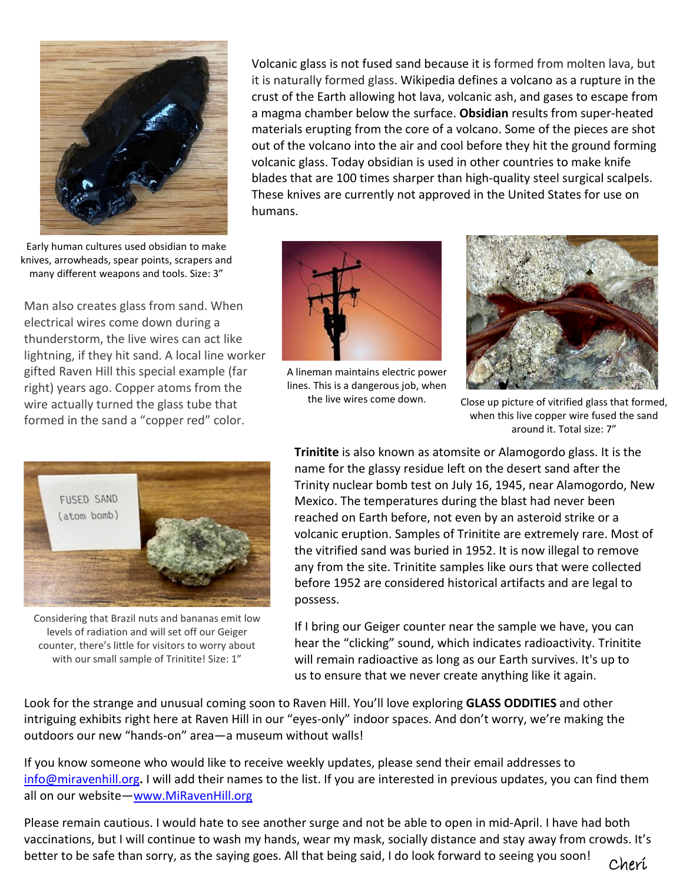Volcanic glass is not fused sand because it is formed from molten lava, but it is naturally formed glass. Wikipedia defines a volcano as a rupture in the crust of the Earth allowing hot lava, volcanic ash, and gases to escape from a magma chamber below the surface. **Obsidian** results from super-heated materials erupting from the core of a volcano. Some of the pieces are shot out of the volcano into the air and cool before they hit the ground forming volcanic glass. Today obsidian is used in other countries to make knife blades that are 100 times sharper than high-quality steel surgical scalpels. These knives are currently not approved in the United States for use on humans.

Early human cultures used obsidian to make knives, arrowheads, spear points, scrapers and many different weapons and tools. Size: 3"

Man also creates glass from sand. When electrical wires come down during a thunderstorm, the live wires can act like lightning, if they hit sand. A local line worker gifted Raven Hill this special example (far right) years ago. Copper atoms from the wire actually turned the glass tube that formed in the sand a "copper red" color.

A lineman maintains electric power lines. This is a dangerous job, when the live wires come down.

Close up picture of vitrified glass that formed, when this live copper wire fused the sand around it. Total size: 7"

FUSED SAND (atom bomb)

Considering that Brazil nuts and bananas emit low levels of radiation and will set off our Geiger counter, there's little for visitors to worry about with our small sample of Trinitite! Size: 1"

**Trinitite** is also known as atomsite or Alamogordo glass. It is the name for the glassy residue left on the desert sand after the Trinity nuclear bomb test on July 16, 1945, near Alamogordo, New Mexico. The temperatures during the blast had never been reached on Earth before, not even by an asteroid strike or a volcanic eruption. Samples of Trinitite are extremely rare. Most of the vitrified sand was buried in 1952. It is now illegal to remove any from the site. Trinitite samples like ours that were collected before 1952 are considered historical artifacts and are legal to possess.

If I bring our Geiger counter near the sample we have, you can hear the "clicking" sound, which indicates radioactivity. Trinitite will remain radioactive as long as our Earth survives. It's up to us to ensure that we never create anything like it again.

Look for the strange and unusual coming soon to Raven Hill. You'll love exploring **GLASS ODDITIES** and other intriguing exhibits right here at Raven Hill in our "eyes-only" indoor spaces. And don't worry, we're making the outdoors our new "hands-on" area—a museum without walls!

If you know someone who would like to receive weekly updates, please send their email addresses to [info@miravenhill.org](mailto:info@miravenhill.org)**.** I will add their names to the list. If you are interested in previous updates, you can find them all on our website—[www.MiRavenHill.org](http://www.MiRavenHill.org)

Please remain cautious. I would hate to see another surge and not be able to open in mid-April. I have had both vaccinations, but I will continue to wash my hands, wear my mask, socially distance and stay away from crowds. It's better to be safe than sorry, as the saying goes. All that being said, I do look forward to seeing you soon!

Cheri